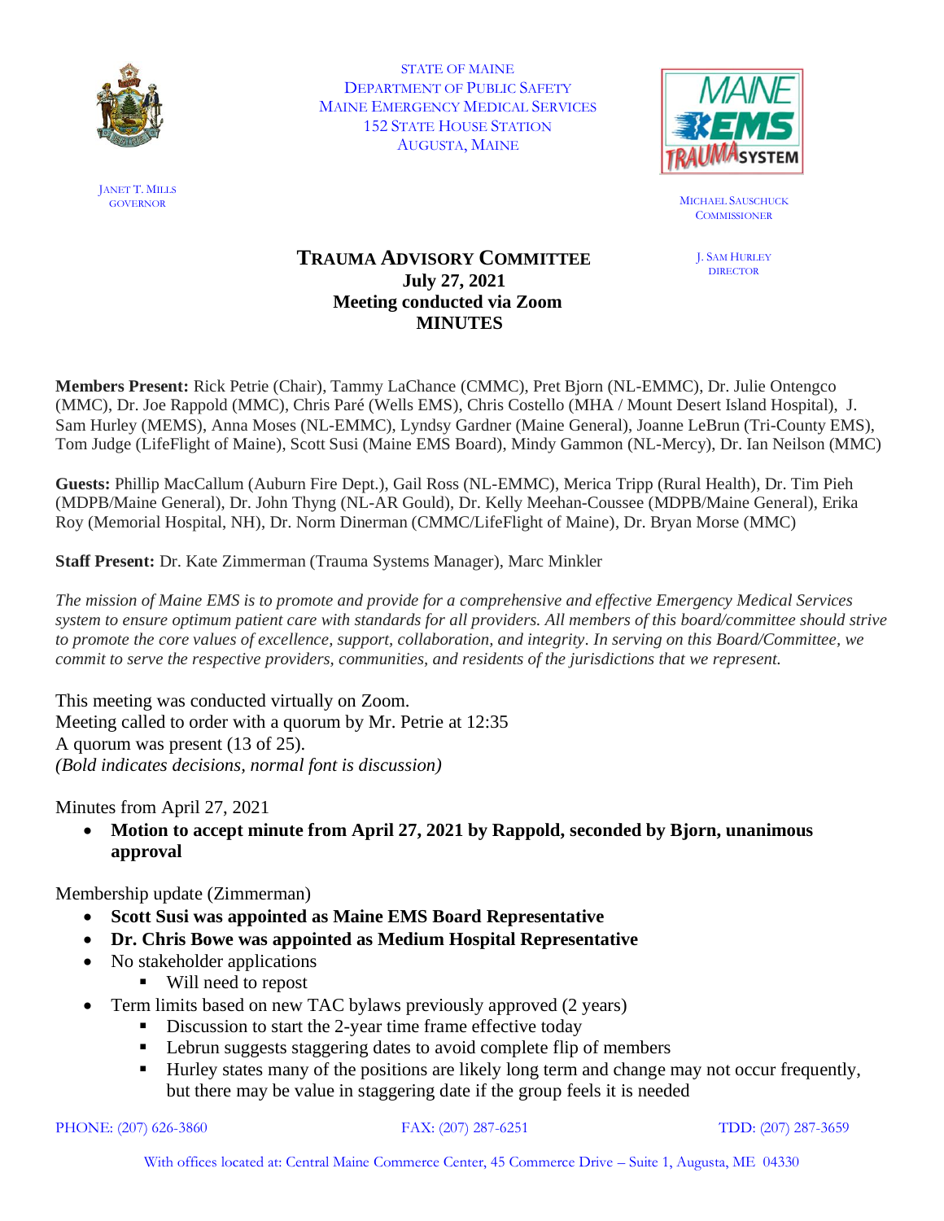STATE OF MAINE
DEPARTMENT OF PUBLIC SAFETY
MAINE EMERGENCY MEDICAL SERVICES
152 STATE HOUSE STATION
AUGUSTA, MAINE

JANET T. MILLS
GOVERNOR

MICHAEL SAUSCHUCK
COMMISSIONER

J. SAM HURLEY
DIRECTOR

# TRAUMA ADVISORY COMMITTEE
**July 27, 2021**
**Meeting conducted via Zoom**
**MINUTES**

**Members Present:** Rick Petrie (Chair), Tammy LaChance (CMMC), Pret Bjorn (NL-EMMC), Dr. Julie Ontengco (MMC), Dr. Joe Rappold (MMC), Chris Paré (Wells EMS), Chris Costello (MHA / Mount Desert Island Hospital), J. Sam Hurley (MEMS), Anna Moses (NL-EMMC), Lyndsy Gardner (Maine General), Joanne LeBrun (Tri-County EMS), Tom Judge (LifeFlight of Maine), Scott Susi (Maine EMS Board), Mindy Gammon (NL-Mercy), Dr. Ian Neilson (MMC)

**Guests:** Phillip MacCallum (Auburn Fire Dept.), Gail Ross (NL-EMMC), Merica Tripp (Rural Health), Dr. Tim Pieh (MDPB/Maine General), Dr. John Thyng (NL-AR Gould), Dr. Kelly Meehan-Coussee (MDPB/Maine General), Erika Roy (Memorial Hospital, NH), Dr. Norm Dinerman (CMMC/LifeFlight of Maine), Dr. Bryan Morse (MMC)

**Staff Present:** Dr. Kate Zimmerman (Trauma Systems Manager), Marc Minkler

*The mission of Maine EMS is to promote and provide for a comprehensive and effective Emergency Medical Services system to ensure optimum patient care with standards for all providers. All members of this board/committee should strive to promote the core values of excellence, support, collaboration, and integrity. In serving on this Board/Committee, we commit to serve the respective providers, communities, and residents of the jurisdictions that we represent.*

This meeting was conducted virtually on Zoom.
Meeting called to order with a quorum by Mr. Petrie at 12:35
A quorum was present (13 of 25).
*(Bold indicates decisions, normal font is discussion)*

Minutes from April 27, 2021

- **Motion to accept minute from April 27, 2021 by Rappold, seconded by Bjorn, unanimous approval**

Membership update (Zimmerman)

- **Scott Susi was appointed as Maine EMS Board Representative**
- **Dr. Chris Bowe was appointed as Medium Hospital Representative**
- No stakeholder applications
  - Will need to repost
- Term limits based on new TAC bylaws previously approved (2 years)
  - Discussion to start the 2-year time frame effective today
  - Lebrun suggests staggering dates to avoid complete flip of members
  - Hurley states many of the positions are likely long term and change may not occur frequently, but there may be value in staggering date if the group feels it is needed

PHONE: (207) 626-3860 FAX: (207) 287-6251 TDD: (207) 287-3659

With offices located at: Central Maine Commerce Center, 45 Commerce Drive – Suite 1, Augusta, ME 04330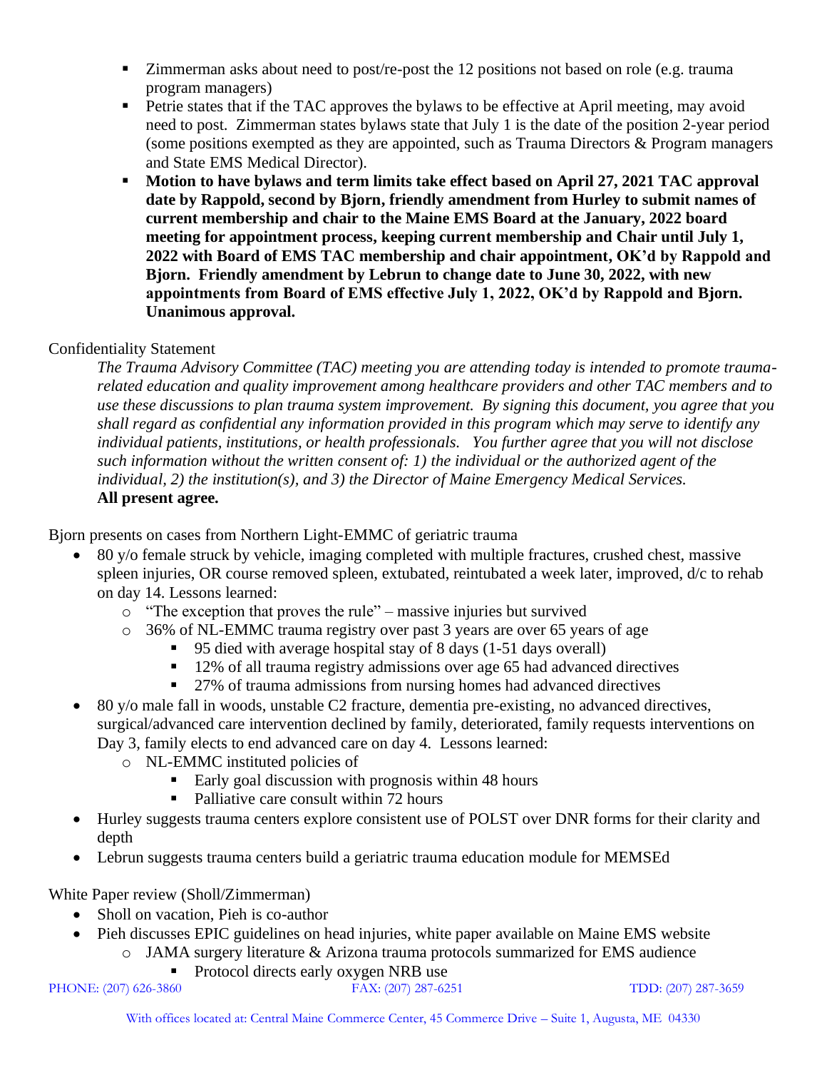- Zimmerman asks about need to post/re-post the 12 positions not based on role (e.g. trauma program managers)
   - Petrie states that if the TAC approves the bylaws to be effective at April meeting, may avoid need to post. Zimmerman states bylaws state that July 1 is the date of the position 2-year period (some positions exempted as they are appointed, such as Trauma Directors & Program managers and State EMS Medical Director).
   - **Motion to have bylaws and term limits take effect based on April 27, 2021 TAC approval date by Rappold, second by Bjorn, friendly amendment from Hurley to submit names of current membership and chair to the Maine EMS Board at the January, 2022 board meeting for appointment process, keeping current membership and Chair until July 1, 2022 with Board of EMS TAC membership and chair appointment, OK'd by Rappold and Bjorn. Friendly amendment by Lebrun to change date to June 30, 2022, with new appointments from Board of EMS effective July 1, 2022, OK'd by Rappold and Bjorn. Unanimous approval.**

Confidentiality Statement

*The Trauma Advisory Committee (TAC) meeting you are attending today is intended to promote trauma-related education and quality improvement among healthcare providers and other TAC members and to use these discussions to plan trauma system improvement. By signing this document, you agree that you shall regard as confidential any information provided in this program which may serve to identify any individual patients, institutions, or health professionals. You further agree that you will not disclose such information without the written consent of: 1) the individual or the authorized agent of the individual, 2) the institution(s), and 3) the Director of Maine Emergency Medical Services.*

**All present agree.**

Bjorn presents on cases from Northern Light-EMMC of geriatric trauma

- 80 y/o female struck by vehicle, imaging completed with multiple fractures, crushed chest, massive spleen injuries, OR course removed spleen, extubated, reintubated a week later, improved, d/c to rehab on day 14. Lessons learned:
  - "The exception that proves the rule" – massive injuries but survived
  - 36% of NL-EMMC trauma registry over past 3 years are over 65 years of age
    - 95 died with average hospital stay of 8 days (1-51 days overall)
    - 12% of all trauma registry admissions over age 65 had advanced directives
    - 27% of trauma admissions from nursing homes had advanced directives
- 80 y/o male fall in woods, unstable C2 fracture, dementia pre-existing, no advanced directives, surgical/advanced care intervention declined by family, deteriorated, family requests interventions on Day 3, family elects to end advanced care on day 4. Lessons learned:
  - NL-EMMC instituted policies of
    - Early goal discussion with prognosis within 48 hours
    - Palliative care consult within 72 hours
- Hurley suggests trauma centers explore consistent use of POLST over DNR forms for their clarity and depth
- Lebrun suggests trauma centers build a geriatric trauma education module for MEMSEd

White Paper review (Sholl/Zimmerman)

- Sholl on vacation, Pieh is co-author
- Pieh discusses EPIC guidelines on head injuries, white paper available on Maine EMS website
  - JAMA surgery literature & Arizona trauma protocols summarized for EMS audience
    - Protocol directs early oxygen NRB use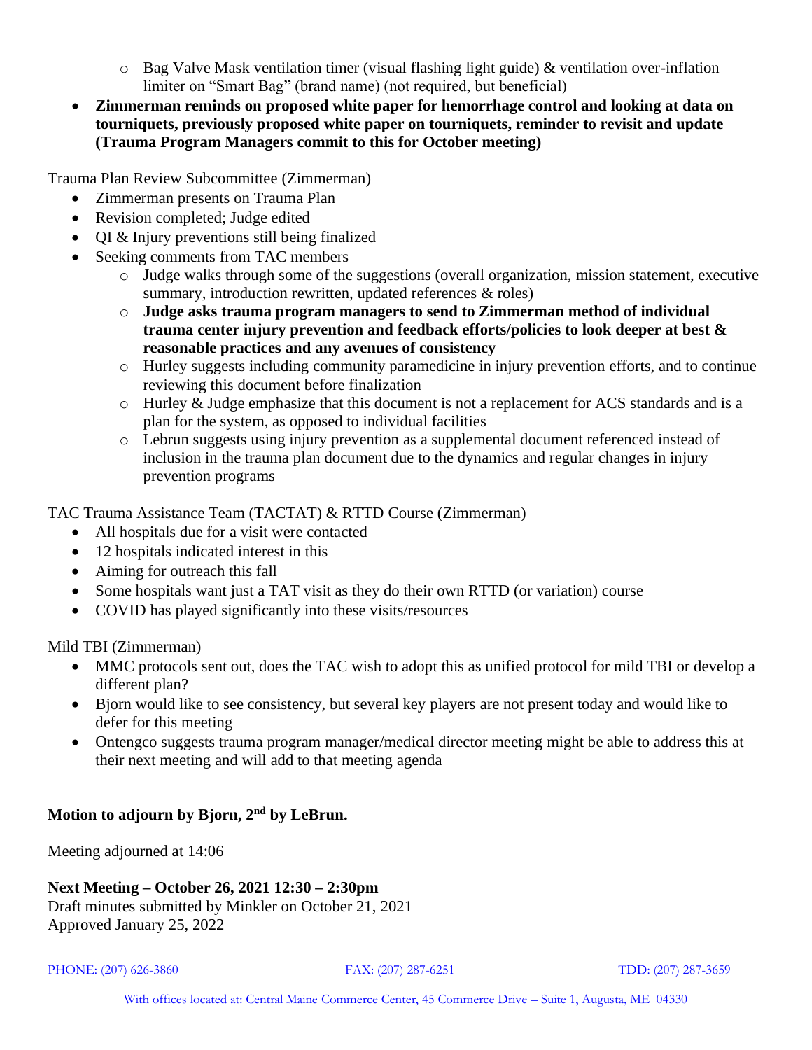- Bag Valve Mask ventilation timer (visual flashing light guide) & ventilation over-inflation limiter on "Smart Bag" (brand name) (not required, but beneficial)
- **Zimmerman reminds on proposed white paper for hemorrhage control and looking at data on tourniquets, previously proposed white paper on tourniquets, reminder to revisit and update (Trauma Program Managers commit to this for October meeting)**

Trauma Plan Review Subcommittee (Zimmerman)

- Zimmerman presents on Trauma Plan
- Revision completed; Judge edited
- QI & Injury preventions still being finalized
- Seeking comments from TAC members
    - Judge walks through some of the suggestions (overall organization, mission statement, executive summary, introduction rewritten, updated references & roles)
    - **Judge asks trauma program managers to send to Zimmerman method of individual trauma center injury prevention and feedback efforts/policies to look deeper at best & reasonable practices and any avenues of consistency**
    - Hurley suggests including community paramedicine in injury prevention efforts, and to continue reviewing this document before finalization
    - Hurley & Judge emphasize that this document is not a replacement for ACS standards and is a plan for the system, as opposed to individual facilities
    - Lebrun suggests using injury prevention as a supplemental document referenced instead of inclusion in the trauma plan document due to the dynamics and regular changes in injury prevention programs

TAC Trauma Assistance Team (TACTAT) & RTTD Course (Zimmerman)

- All hospitals due for a visit were contacted
- 12 hospitals indicated interest in this
- Aiming for outreach this fall
- Some hospitals want just a TAT visit as they do their own RTTD (or variation) course
- COVID has played significantly into these visits/resources

Mild TBI (Zimmerman)

- MMC protocols sent out, does the TAC wish to adopt this as unified protocol for mild TBI or develop a different plan?
- Bjorn would like to see consistency, but several key players are not present today and would like to defer for this meeting
- Ontengco suggests trauma program manager/medical director meeting might be able to address this at their next meeting and will add to that meeting agenda

**Motion to adjourn by Bjorn, 2nd by LeBrun.**

Meeting adjourned at 14:06

**Next Meeting – October 26, 2021 12:30 – 2:30pm**
Draft minutes submitted by Minkler on October 21, 2021
Approved January 25, 2022

PHONE: (207) 626-3860 FAX: (207) 287-6251 TDD: (207) 287-3659

With offices located at: Central Maine Commerce Center, 45 Commerce Drive – Suite 1, Augusta, ME 04330